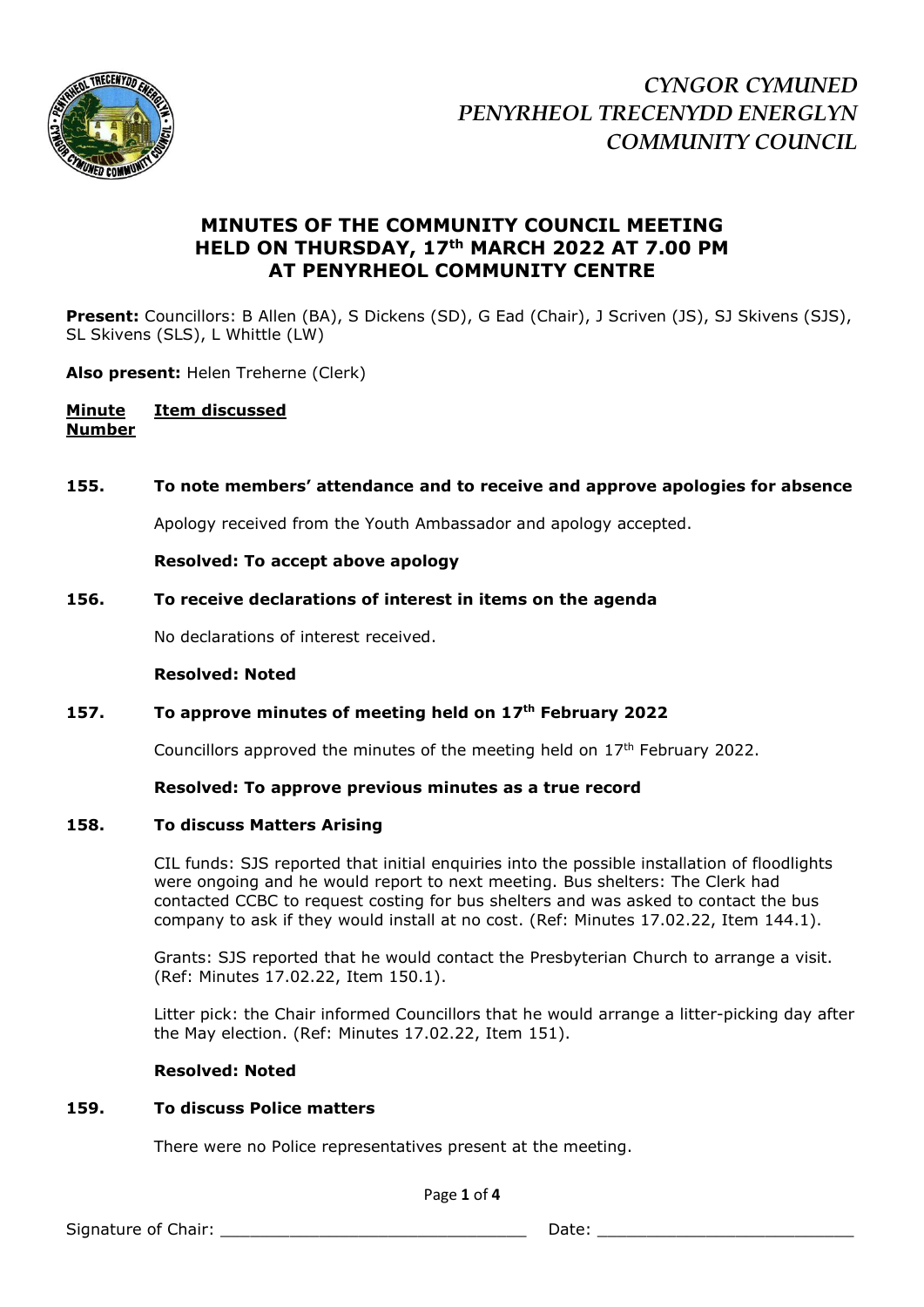*CYNGOR CYMUNED*
*PENYRHEOL TRECENYDD ENERGLYN*
*COMMUNITY COUNCIL*

# MINUTES OF THE COMMUNITY COUNCIL MEETING HELD ON THURSDAY, 17th MARCH 2022 AT 7.00 PM AT PENYRHEOL COMMUNITY CENTRE

**Present:** Councillors: B Allen (BA), S Dickens (SD), G Ead (Chair), J Scriven (JS), SJ Skivens (SJS), SL Skivens (SLS), L Whittle (LW)

**Also present:** Helen Treherne (Clerk)

**Minute Number** **Item discussed**

**155. To note members' attendance and to receive and approve apologies for absence**

Apology received from the Youth Ambassador and apology accepted.

**Resolved: To accept above apology**

**156. To receive declarations of interest in items on the agenda**

No declarations of interest received.

**Resolved: Noted**

**157. To approve minutes of meeting held on 17th February 2022**

Councillors approved the minutes of the meeting held on 17th February 2022.

**Resolved: To approve previous minutes as a true record**

**158. To discuss Matters Arising**

CIL funds: SJS reported that initial enquiries into the possible installation of floodlights were ongoing and he would report to next meeting. Bus shelters: The Clerk had contacted CCBC to request costing for bus shelters and was asked to contact the bus company to ask if they would install at no cost. (Ref: Minutes 17.02.22, Item 144.1).

Grants: SJS reported that he would contact the Presbyterian Church to arrange a visit. (Ref: Minutes 17.02.22, Item 150.1).

Litter pick: the Chair informed Councillors that he would arrange a litter-picking day after the May election. (Ref: Minutes 17.02.22, Item 151).

**Resolved: Noted**

**159. To discuss Police matters**

There were no Police representatives present at the meeting.

Signature of Chair: _______________________________ Date: __________________________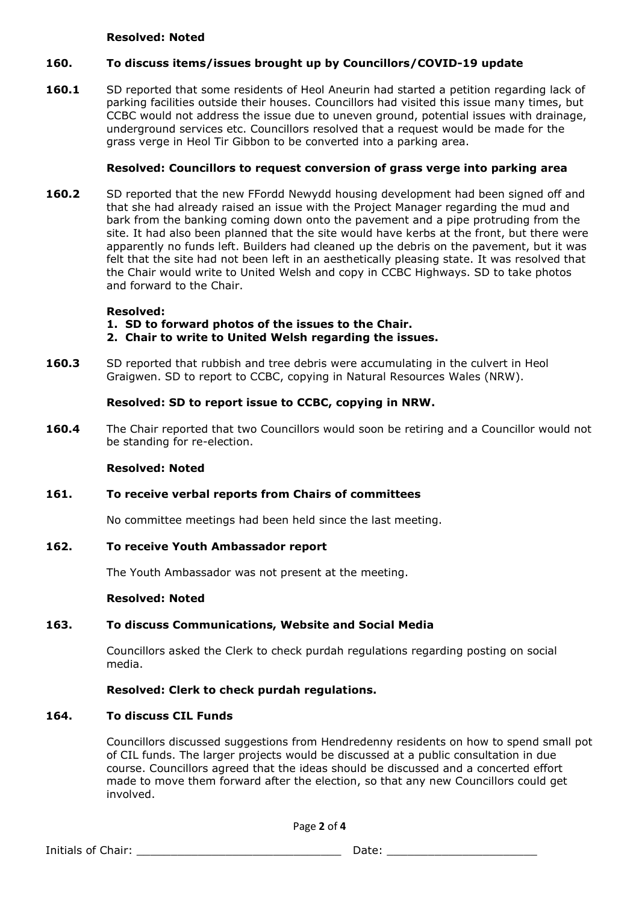**Resolved: Noted**

## 160. To discuss items/issues brought up by Councillors/COVID-19 update

**160.1** SD reported that some residents of Heol Aneurin had started a petition regarding lack of parking facilities outside their houses. Councillors had visited this issue many times, but CCBC would not address the issue due to uneven ground, potential issues with drainage, underground services etc. Councillors resolved that a request would be made for the grass verge in Heol Tir Gibbon to be converted into a parking area.

**Resolved: Councillors to request conversion of grass verge into parking area**

**160.2** SD reported that the new FFordd Newydd housing development had been signed off and that she had already raised an issue with the Project Manager regarding the mud and bark from the banking coming down onto the pavement and a pipe protruding from the site. It had also been planned that the site would have kerbs at the front, but there were apparently no funds left. Builders had cleaned up the debris on the pavement, but it was felt that the site had not been left in an aesthetically pleasing state. It was resolved that the Chair would write to United Welsh and copy in CCBC Highways. SD to take photos and forward to the Chair.

**Resolved:**
1. **SD to forward photos of the issues to the Chair.**
2. **Chair to write to United Welsh regarding the issues.**

**160.3** SD reported that rubbish and tree debris were accumulating in the culvert in Heol Graigwen. SD to report to CCBC, copying in Natural Resources Wales (NRW).

**Resolved: SD to report issue to CCBC, copying in NRW.**

**160.4** The Chair reported that two Councillors would soon be retiring and a Councillor would not be standing for re-election.

**Resolved: Noted**

## 161. To receive verbal reports from Chairs of committees

No committee meetings had been held since the last meeting.

## 162. To receive Youth Ambassador report

The Youth Ambassador was not present at the meeting.

**Resolved: Noted**

## 163. To discuss Communications, Website and Social Media

Councillors asked the Clerk to check purdah regulations regarding posting on social media.

**Resolved: Clerk to check purdah regulations.**

## 164. To discuss CIL Funds

Councillors discussed suggestions from Hendredenny residents on how to spend small pot of CIL funds. The larger projects would be discussed at a public consultation in due course. Councillors agreed that the ideas should be discussed and a concerted effort made to move them forward after the election, so that any new Councillors could get involved.

Initials of Chair: ______________________________ Date: ______________________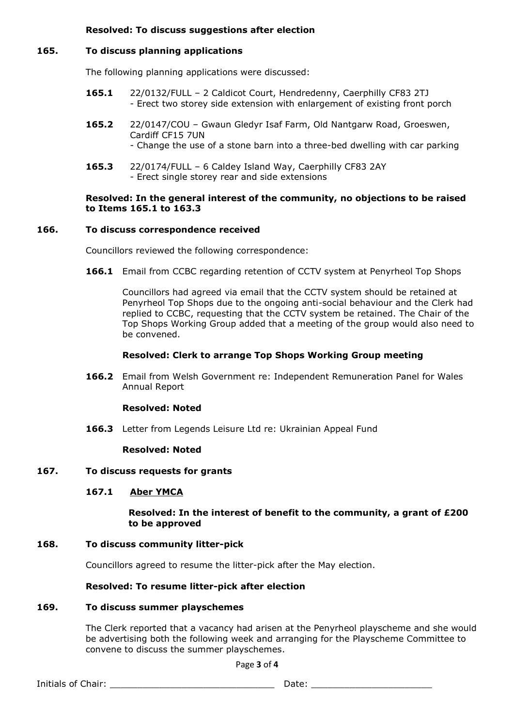**Resolved: To discuss suggestions after election**

**165. To discuss planning applications**

The following planning applications were discussed:

**165.1** 22/0132/FULL – 2 Caldicot Court, Hendredenny, Caerphilly CF83 2TJ
- Erect two storey side extension with enlargement of existing front porch

**165.2** 22/0147/COU – Gwaun Gledyr Isaf Farm, Old Nantgarw Road, Groeswen, Cardiff CF15 7UN
- Change the use of a stone barn into a three-bed dwelling with car parking

**165.3** 22/0174/FULL – 6 Caldey Island Way, Caerphilly CF83 2AY
- Erect single storey rear and side extensions

**Resolved: In the general interest of the community, no objections to be raised to Items 165.1 to 163.3**

**166. To discuss correspondence received**

Councillors reviewed the following correspondence:

**166.1** Email from CCBC regarding retention of CCTV system at Penyrheol Top Shops

Councillors had agreed via email that the CCTV system should be retained at Penyrheol Top Shops due to the ongoing anti-social behaviour and the Clerk had replied to CCBC, requesting that the CCTV system be retained. The Chair of the Top Shops Working Group added that a meeting of the group would also need to be convened.

**Resolved: Clerk to arrange Top Shops Working Group meeting**

**166.2** Email from Welsh Government re: Independent Remuneration Panel for Wales Annual Report

**Resolved: Noted**

**166.3** Letter from Legends Leisure Ltd re: Ukrainian Appeal Fund

**Resolved: Noted**

**167. To discuss requests for grants**

**167.1** **<u>Aber YMCA</u>**

**Resolved: In the interest of benefit to the community, a grant of £200 to be approved**

**168. To discuss community litter-pick**

Councillors agreed to resume the litter-pick after the May election.

**Resolved: To resume litter-pick after election**

**169. To discuss summer playschemes**

The Clerk reported that a vacancy had arisen at the Penyrheol playscheme and she would be advertising both the following week and arranging for the Playscheme Committee to convene to discuss the summer playschemes.

Initials of Chair: ______________________________ Date: ______________________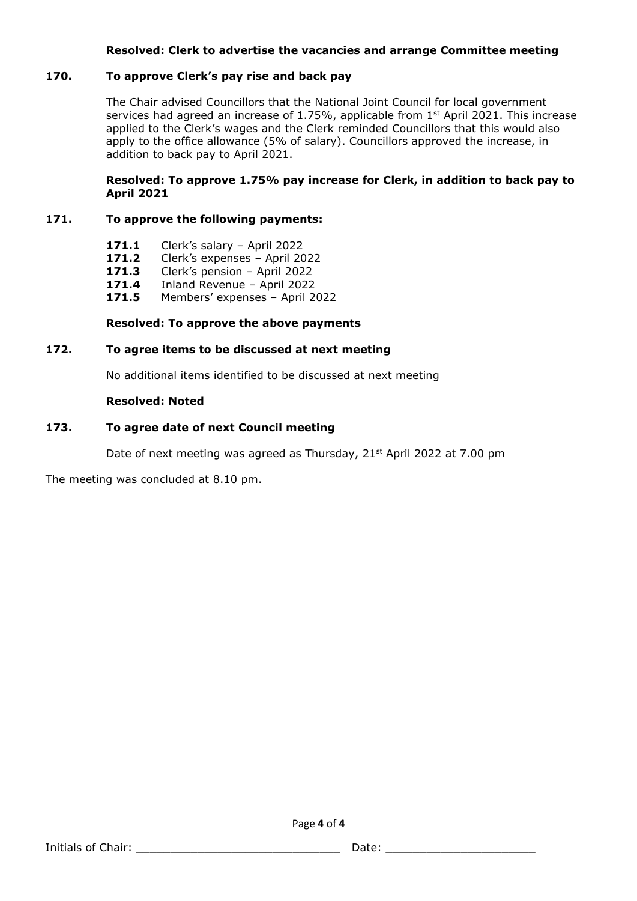**Resolved: Clerk to advertise the vacancies and arrange Committee meeting**

**170. To approve Clerk's pay rise and back pay**

The Chair advised Councillors that the National Joint Council for local government services had agreed an increase of 1.75%, applicable from 1st April 2021. This increase applied to the Clerk's wages and the Clerk reminded Councillors that this would also apply to the office allowance (5% of salary). Councillors approved the increase, in addition to back pay to April 2021.

**Resolved: To approve 1.75% pay increase for Clerk, in addition to back pay to April 2021**

**171. To approve the following payments:**

- **171.1** Clerk's salary – April 2022
- **171.2** Clerk's expenses – April 2022
- **171.3** Clerk's pension – April 2022
- **171.4** Inland Revenue – April 2022
- **171.5** Members' expenses – April 2022

**Resolved: To approve the above payments**

**172. To agree items to be discussed at next meeting**

No additional items identified to be discussed at next meeting

**Resolved: Noted**

**173. To agree date of next Council meeting**

Date of next meeting was agreed as Thursday, 21st April 2022 at 7.00 pm

The meeting was concluded at 8.10 pm.

Initials of Chair: ______________________________ Date: ______________________